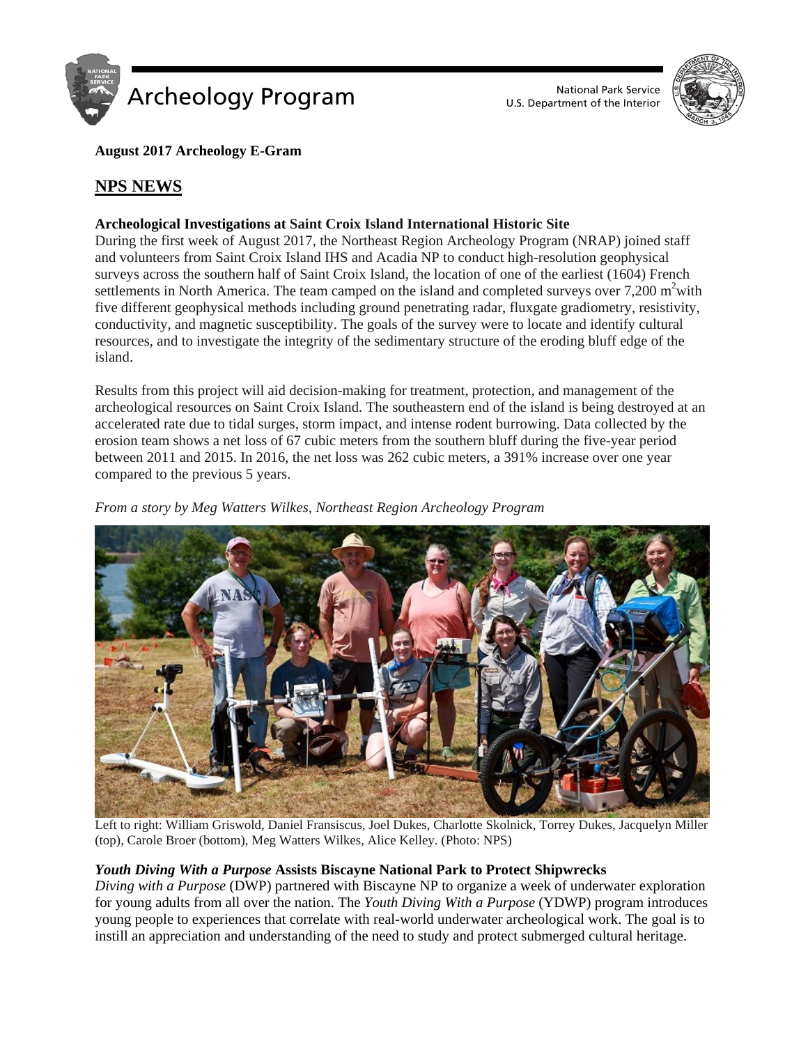# Archeology Program

National Park Service
U.S. Department of the Interior

**August 2017 Archeology E-Gram**

## NPS NEWS

### Archeological Investigations at Saint Croix Island International Historic Site

During the first week of August 2017, the Northeast Region Archeology Program (NRAP) joined staff and volunteers from Saint Croix Island IHS and Acadia NP to conduct high-resolution geophysical surveys across the southern half of Saint Croix Island, the location of one of the earliest (1604) French settlements in North America. The team camped on the island and completed surveys over 7,200 $m^2$ with five different geophysical methods including ground penetrating radar, fluxgate gradiometry, resistivity, conductivity, and magnetic susceptibility. The goals of the survey were to locate and identify cultural resources, and to investigate the integrity of the sedimentary structure of the eroding bluff edge of the island.

Results from this project will aid decision-making for treatment, protection, and management of the archeological resources on Saint Croix Island. The southeastern end of the island is being destroyed at an accelerated rate due to tidal surges, storm impact, and intense rodent burrowing. Data collected by the erosion team shows a net loss of 67 cubic meters from the southern bluff during the five-year period between 2011 and 2015. In 2016, the net loss was 262 cubic meters, a 391% increase over one year compared to the previous 5 years.

*From a story by Meg Watters Wilkes, Northeast Region Archeology Program*

Left to right: William Griswold, Daniel Fransiscus, Joel Dukes, Charlotte Skolnick, Torrey Dukes, Jacquelyn Miller (top), Carole Broer (bottom), Meg Watters Wilkes, Alice Kelley. (Photo: NPS)

### *Youth Diving With a Purpose* Assists Biscayne National Park to Protect Shipwrecks

*Diving with a Purpose* (DWP) partnered with Biscayne NP to organize a week of underwater exploration for young adults from all over the nation. The *Youth Diving With a Purpose* (YDWP) program introduces young people to experiences that correlate with real-world underwater archeological work. The goal is to instill an appreciation and understanding of the need to study and protect submerged cultural heritage.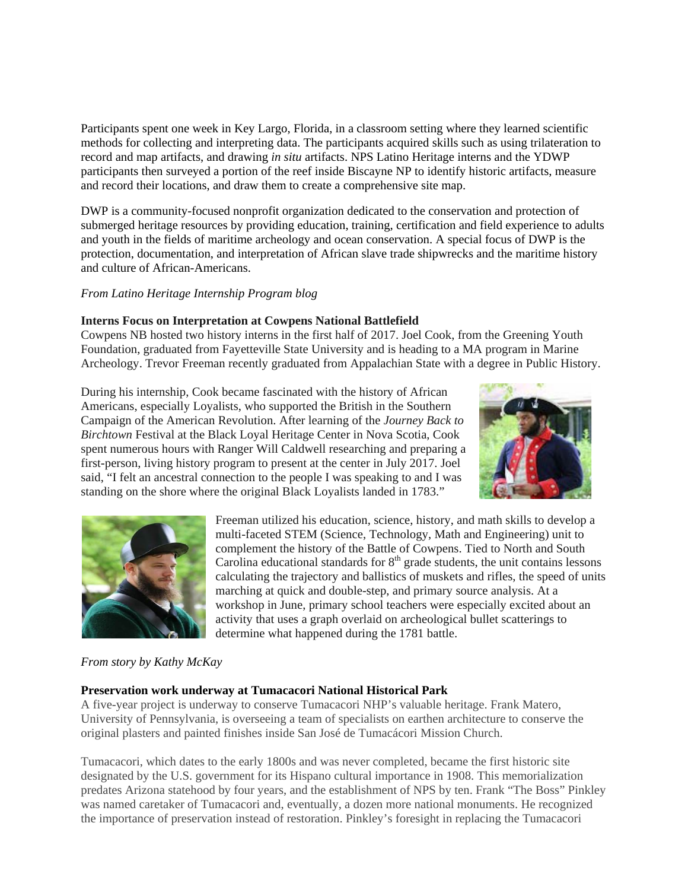Participants spent one week in Key Largo, Florida, in a classroom setting where they learned scientific methods for collecting and interpreting data. The participants acquired skills such as using trilateration to record and map artifacts, and drawing *in situ* artifacts. NPS Latino Heritage interns and the YDWP participants then surveyed a portion of the reef inside Biscayne NP to identify historic artifacts, measure and record their locations, and draw them to create a comprehensive site map.

DWP is a community-focused nonprofit organization dedicated to the conservation and protection of submerged heritage resources by providing education, training, certification and field experience to adults and youth in the fields of maritime archeology and ocean conservation. A special focus of DWP is the protection, documentation, and interpretation of African slave trade shipwrecks and the maritime history and culture of African-Americans.

*From Latino Heritage Internship Program blog*

**Interns Focus on Interpretation at Cowpens National Battlefield**

Cowpens NB hosted two history interns in the first half of 2017. Joel Cook, from the Greening Youth Foundation, graduated from Fayetteville State University and is heading to a MA program in Marine Archeology. Trevor Freeman recently graduated from Appalachian State with a degree in Public History.

During his internship, Cook became fascinated with the history of African Americans, especially Loyalists, who supported the British in the Southern Campaign of the American Revolution. After learning of the *Journey Back to Birchtown* Festival at the Black Loyal Heritage Center in Nova Scotia, Cook spent numerous hours with Ranger Will Caldwell researching and preparing a first-person, living history program to present at the center in July 2017. Joel said, "I felt an ancestral connection to the people I was speaking to and I was standing on the shore where the original Black Loyalists landed in 1783."

Freeman utilized his education, science, history, and math skills to develop a multi-faceted STEM (Science, Technology, Math and Engineering) unit to complement the history of the Battle of Cowpens. Tied to North and South Carolina educational standards for 8th grade students, the unit contains lessons calculating the trajectory and ballistics of muskets and rifles, the speed of units marching at quick and double-step, and primary source analysis. At a workshop in June, primary school teachers were especially excited about an activity that uses a graph overlaid on archeological bullet scatterings to determine what happened during the 1781 battle.

*From story by Kathy McKay*

**Preservation work underway at Tumacacori National Historical Park**

A five-year project is underway to conserve Tumacacori NHP's valuable heritage. Frank Matero, University of Pennsylvania, is overseeing a team of specialists on earthen architecture to conserve the original plasters and painted finishes inside San José de Tumacácori Mission Church.

Tumacacori, which dates to the early 1800s and was never completed, became the first historic site designated by the U.S. government for its Hispano cultural importance in 1908. This memorialization predates Arizona statehood by four years, and the establishment of NPS by ten. Frank "The Boss" Pinkley was named caretaker of Tumacacori and, eventually, a dozen more national monuments. He recognized the importance of preservation instead of restoration. Pinkley's foresight in replacing the Tumacacori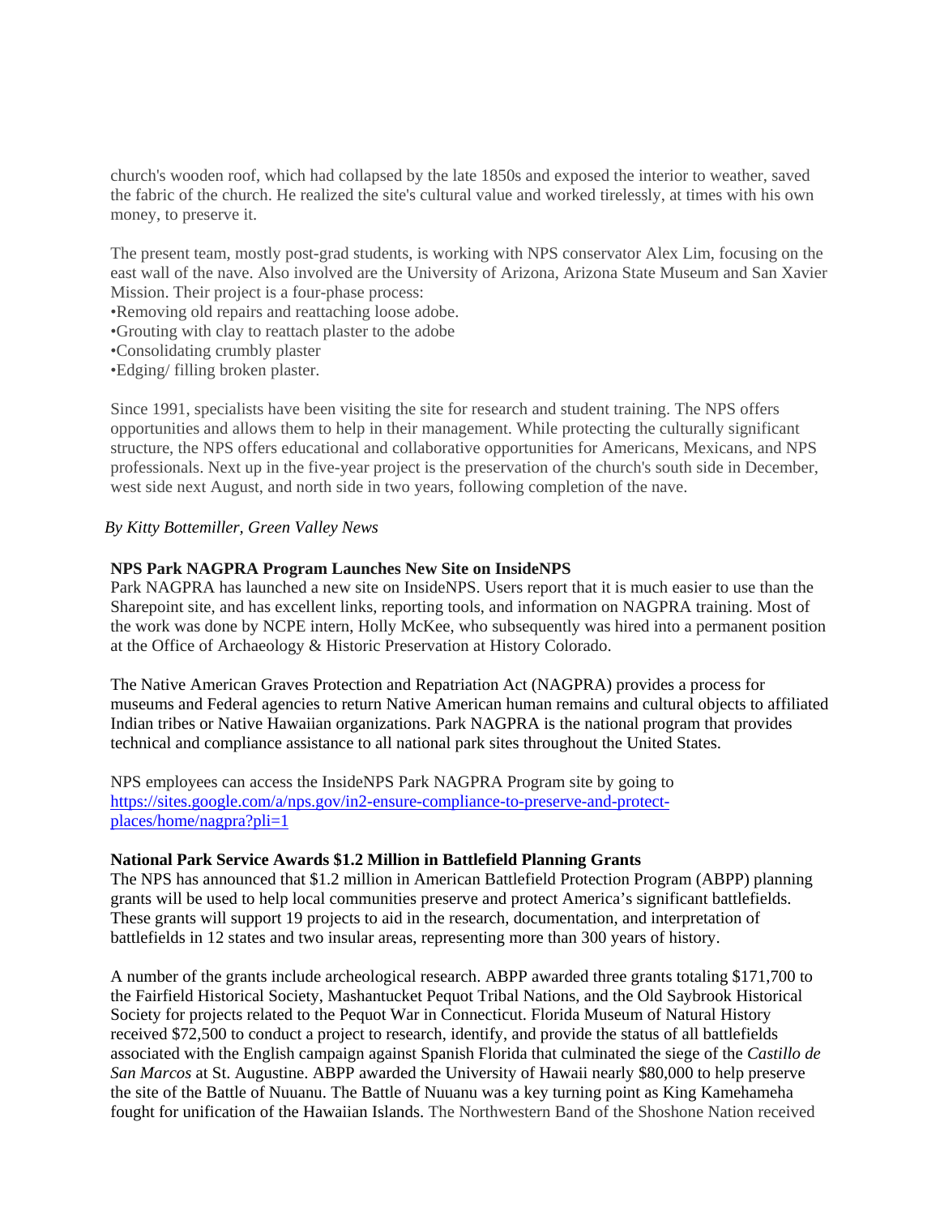church's wooden roof, which had collapsed by the late 1850s and exposed the interior to weather, saved the fabric of the church. He realized the site's cultural value and worked tirelessly, at times with his own money, to preserve it.

The present team, mostly post-grad students, is working with NPS conservator Alex Lim, focusing on the east wall of the nave. Also involved are the University of Arizona, Arizona State Museum and San Xavier Mission. Their project is a four-phase process:

- Removing old repairs and reattaching loose adobe.
- Grouting with clay to reattach plaster to the adobe
- Consolidating crumbly plaster
- Edging/ filling broken plaster.

Since 1991, specialists have been visiting the site for research and student training. The NPS offers opportunities and allows them to help in their management. While protecting the culturally significant structure, the NPS offers educational and collaborative opportunities for Americans, Mexicans, and NPS professionals. Next up in the five-year project is the preservation of the church's south side in December, west side next August, and north side in two years, following completion of the nave.

*By Kitty Bottemiller, Green Valley News*

**NPS Park NAGPRA Program Launches New Site on InsideNPS**

Park NAGPRA has launched a new site on InsideNPS. Users report that it is much easier to use than the Sharepoint site, and has excellent links, reporting tools, and information on NAGPRA training. Most of the work was done by NCPE intern, Holly McKee, who subsequently was hired into a permanent position at the Office of Archaeology & Historic Preservation at History Colorado.

The Native American Graves Protection and Repatriation Act (NAGPRA) provides a process for museums and Federal agencies to return Native American human remains and cultural objects to affiliated Indian tribes or Native Hawaiian organizations. Park NAGPRA is the national program that provides technical and compliance assistance to all national park sites throughout the United States.

NPS employees can access the InsideNPS Park NAGPRA Program site by going to [https://sites.google.com/a/nps.gov/in2-ensure-compliance-to-preserve-and-protect-places/home/nagpra?pli=1](https://sites.google.com/a/nps.gov/in2-ensure-compliance-to-preserve-and-protect-places/home/nagpra?pli=1)

**National Park Service Awards $1.2 Million in Battlefield Planning Grants**

The NPS has announced that $1.2 million in American Battlefield Protection Program (ABPP) planning grants will be used to help local communities preserve and protect America's significant battlefields. These grants will support 19 projects to aid in the research, documentation, and interpretation of battlefields in 12 states and two insular areas, representing more than 300 years of history.

A number of the grants include archeological research. ABPP awarded three grants totaling $171,700 to the Fairfield Historical Society, Mashantucket Pequot Tribal Nations, and the Old Saybrook Historical Society for projects related to the Pequot War in Connecticut. Florida Museum of Natural History received $72,500 to conduct a project to research, identify, and provide the status of all battlefields associated with the English campaign against Spanish Florida that culminated the siege of the *Castillo de San Marcos* at St. Augustine. ABPP awarded the University of Hawaii nearly $80,000 to help preserve the site of the Battle of Nuuanu. The Battle of Nuuanu was a key turning point as King Kamehameha fought for unification of the Hawaiian Islands. The Northwestern Band of the Shoshone Nation received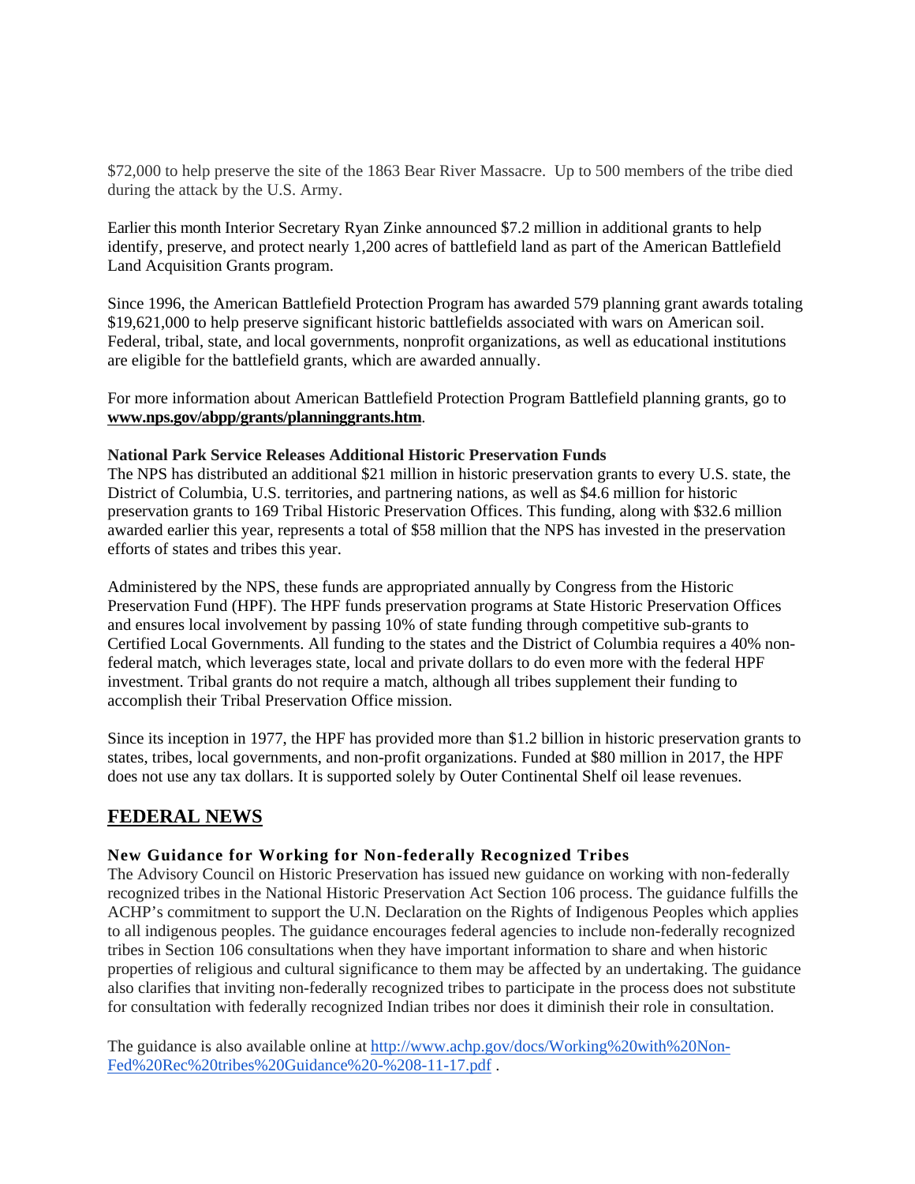$72,000 to help preserve the site of the 1863 Bear River Massacre.  Up to 500 members of the tribe died during the attack by the U.S. Army.

Earlier this month Interior Secretary Ryan Zinke announced $7.2 million in additional grants to help identify, preserve, and protect nearly 1,200 acres of battlefield land as part of the American Battlefield Land Acquisition Grants program.

Since 1996, the American Battlefield Protection Program has awarded 579 planning grant awards totaling $19,621,000 to help preserve significant historic battlefields associated with wars on American soil. Federal, tribal, state, and local governments, nonprofit organizations, as well as educational institutions are eligible for the battlefield grants, which are awarded annually.

For more information about American Battlefield Protection Program Battlefield planning grants, go to **www.nps.gov/abpp/grants/planninggrants.htm**.

**National Park Service Releases Additional Historic Preservation Funds**

The NPS has distributed an additional $21 million in historic preservation grants to every U.S. state, the District of Columbia, U.S. territories, and partnering nations, as well as $4.6 million for historic preservation grants to 169 Tribal Historic Preservation Offices. This funding, along with $32.6 million awarded earlier this year, represents a total of $58 million that the NPS has invested in the preservation efforts of states and tribes this year.

Administered by the NPS, these funds are appropriated annually by Congress from the Historic Preservation Fund (HPF). The HPF funds preservation programs at State Historic Preservation Offices and ensures local involvement by passing 10% of state funding through competitive sub-grants to Certified Local Governments. All funding to the states and the District of Columbia requires a 40% non-federal match, which leverages state, local and private dollars to do even more with the federal HPF investment. Tribal grants do not require a match, although all tribes supplement their funding to accomplish their Tribal Preservation Office mission.

Since its inception in 1977, the HPF has provided more than $1.2 billion in historic preservation grants to states, tribes, local governments, and non-profit organizations. Funded at $80 million in 2017, the HPF does not use any tax dollars. It is supported solely by Outer Continental Shelf oil lease revenues.

## FEDERAL NEWS

**New Guidance for Working for Non-federally Recognized Tribes**

The Advisory Council on Historic Preservation has issued new guidance on working with non-federally recognized tribes in the National Historic Preservation Act Section 106 process. The guidance fulfills the ACHP's commitment to support the U.N. Declaration on the Rights of Indigenous Peoples which applies to all indigenous peoples. The guidance encourages federal agencies to include non-federally recognized tribes in Section 106 consultations when they have important information to share and when historic properties of religious and cultural significance to them may be affected by an undertaking. The guidance also clarifies that inviting non-federally recognized tribes to participate in the process does not substitute for consultation with federally recognized Indian tribes nor does it diminish their role in consultation.

The guidance is also available online at http://www.achp.gov/docs/Working%20with%20Non-Fed%20Rec%20tribes%20Guidance%20-%208-11-17.pdf .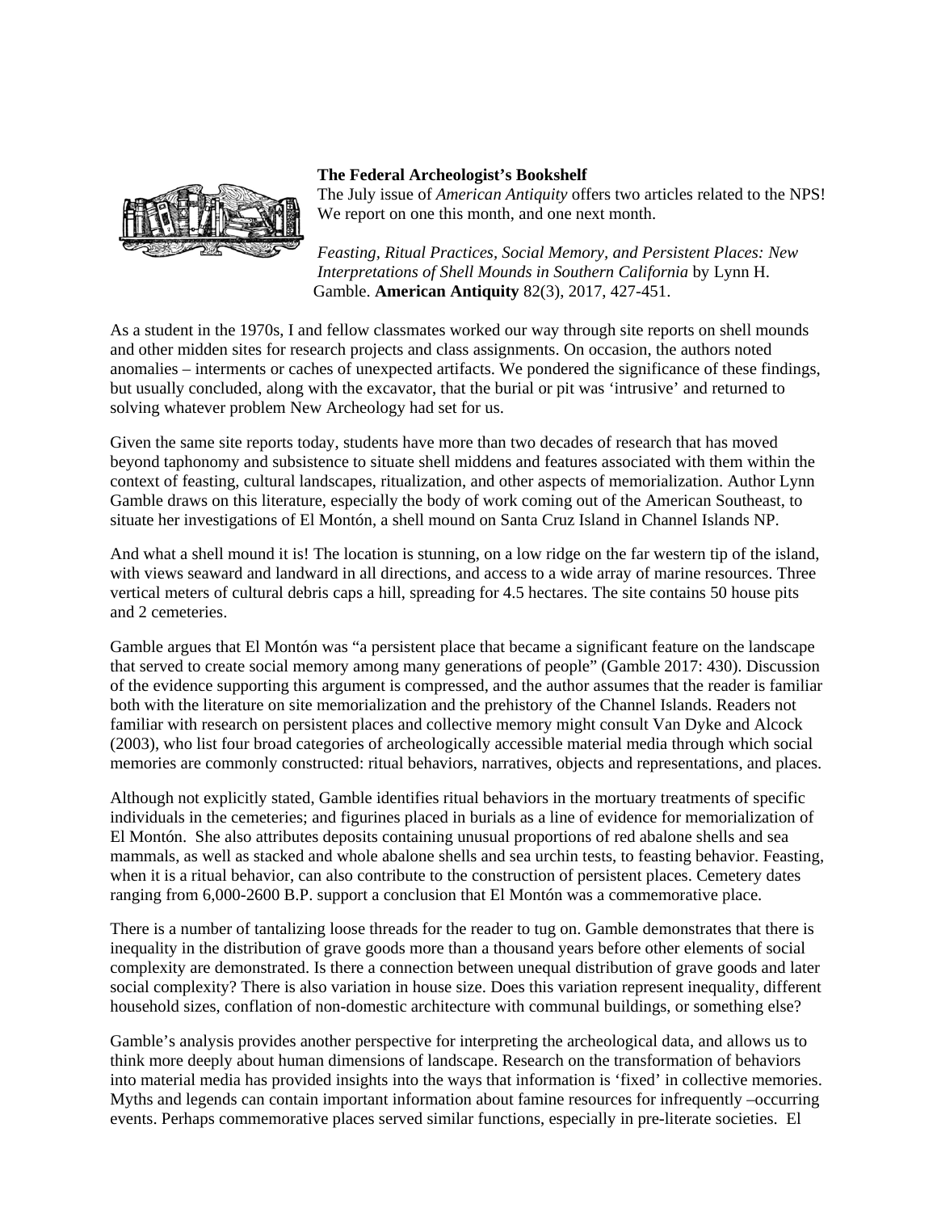**The Federal Archeologist's Bookshelf**

The July issue of *American Antiquity* offers two articles related to the NPS! We report on one this month, and one next month.

*Feasting, Ritual Practices, Social Memory, and Persistent Places: New Interpretations of Shell Mounds in Southern California* by Lynn H. Gamble. **American Antiquity** 82(3), 2017, 427-451.

As a student in the 1970s, I and fellow classmates worked our way through site reports on shell mounds and other midden sites for research projects and class assignments. On occasion, the authors noted anomalies – interments or caches of unexpected artifacts. We pondered the significance of these findings, but usually concluded, along with the excavator, that the burial or pit was 'intrusive' and returned to solving whatever problem New Archeology had set for us.

Given the same site reports today, students have more than two decades of research that has moved beyond taphonomy and subsistence to situate shell middens and features associated with them within the context of feasting, cultural landscapes, ritualization, and other aspects of memorialization. Author Lynn Gamble draws on this literature, especially the body of work coming out of the American Southeast, to situate her investigations of El Montón, a shell mound on Santa Cruz Island in Channel Islands NP.

And what a shell mound it is! The location is stunning, on a low ridge on the far western tip of the island, with views seaward and landward in all directions, and access to a wide array of marine resources. Three vertical meters of cultural debris caps a hill, spreading for 4.5 hectares. The site contains 50 house pits and 2 cemeteries.

Gamble argues that El Montón was "a persistent place that became a significant feature on the landscape that served to create social memory among many generations of people" (Gamble 2017: 430). Discussion of the evidence supporting this argument is compressed, and the author assumes that the reader is familiar both with the literature on site memorialization and the prehistory of the Channel Islands. Readers not familiar with research on persistent places and collective memory might consult Van Dyke and Alcock (2003), who list four broad categories of archeologically accessible material media through which social memories are commonly constructed: ritual behaviors, narratives, objects and representations, and places.

Although not explicitly stated, Gamble identifies ritual behaviors in the mortuary treatments of specific individuals in the cemeteries; and figurines placed in burials as a line of evidence for memorialization of El Montón. She also attributes deposits containing unusual proportions of red abalone shells and sea mammals, as well as stacked and whole abalone shells and sea urchin tests, to feasting behavior. Feasting, when it is a ritual behavior, can also contribute to the construction of persistent places. Cemetery dates ranging from 6,000-2600 B.P. support a conclusion that El Montón was a commemorative place.

There is a number of tantalizing loose threads for the reader to tug on. Gamble demonstrates that there is inequality in the distribution of grave goods more than a thousand years before other elements of social complexity are demonstrated. Is there a connection between unequal distribution of grave goods and later social complexity? There is also variation in house size. Does this variation represent inequality, different household sizes, conflation of non-domestic architecture with communal buildings, or something else?

Gamble's analysis provides another perspective for interpreting the archeological data, and allows us to think more deeply about human dimensions of landscape. Research on the transformation of behaviors into material media has provided insights into the ways that information is 'fixed' in collective memories. Myths and legends can contain important information about famine resources for infrequently –occurring events. Perhaps commemorative places served similar functions, especially in pre-literate societies. El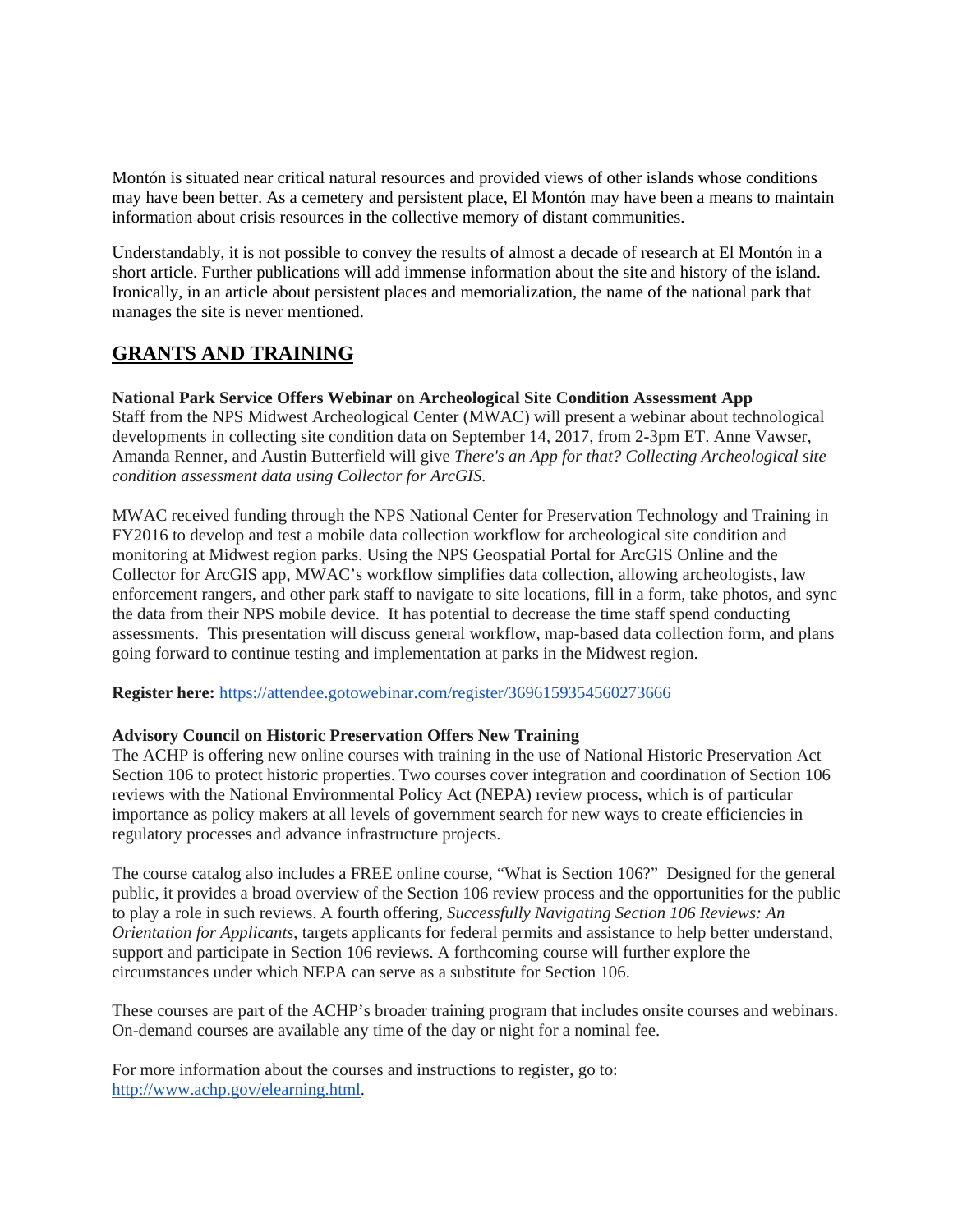Montón is situated near critical natural resources and provided views of other islands whose conditions may have been better. As a cemetery and persistent place, El Montón may have been a means to maintain information about crisis resources in the collective memory of distant communities.

Understandably, it is not possible to convey the results of almost a decade of research at El Montón in a short article. Further publications will add immense information about the site and history of the island. Ironically, in an article about persistent places and memorialization, the name of the national park that manages the site is never mentioned.

## GRANTS AND TRAINING

**National Park Service Offers Webinar on Archeological Site Condition Assessment App**
Staff from the NPS Midwest Archeological Center (MWAC) will present a webinar about technological developments in collecting site condition data on September 14, 2017, from 2-3pm ET. Anne Vawser, Amanda Renner, and Austin Butterfield will give *There's an App for that? Collecting Archeological site condition assessment data using Collector for ArcGIS.*

MWAC received funding through the NPS National Center for Preservation Technology and Training in FY2016 to develop and test a mobile data collection workflow for archeological site condition and monitoring at Midwest region parks. Using the NPS Geospatial Portal for ArcGIS Online and the Collector for ArcGIS app, MWAC's workflow simplifies data collection, allowing archeologists, law enforcement rangers, and other park staff to navigate to site locations, fill in a form, take photos, and sync the data from their NPS mobile device. It has potential to decrease the time staff spend conducting assessments. This presentation will discuss general workflow, map-based data collection form, and plans going forward to continue testing and implementation at parks in the Midwest region.

**Register here:** https://attendee.gotowebinar.com/register/3696159354560273666

**Advisory Council on Historic Preservation Offers New Training**
The ACHP is offering new online courses with training in the use of National Historic Preservation Act Section 106 to protect historic properties. Two courses cover integration and coordination of Section 106 reviews with the National Environmental Policy Act (NEPA) review process, which is of particular importance as policy makers at all levels of government search for new ways to create efficiencies in regulatory processes and advance infrastructure projects.

The course catalog also includes a FREE online course, "What is Section 106?" Designed for the general public, it provides a broad overview of the Section 106 review process and the opportunities for the public to play a role in such reviews. A fourth offering, *Successfully Navigating Section 106 Reviews: An Orientation for Applicants*, targets applicants for federal permits and assistance to help better understand, support and participate in Section 106 reviews. A forthcoming course will further explore the circumstances under which NEPA can serve as a substitute for Section 106.

These courses are part of the ACHP's broader training program that includes onsite courses and webinars. On-demand courses are available any time of the day or night for a nominal fee.

For more information about the courses and instructions to register, go to: http://www.achp.gov/elearning.html.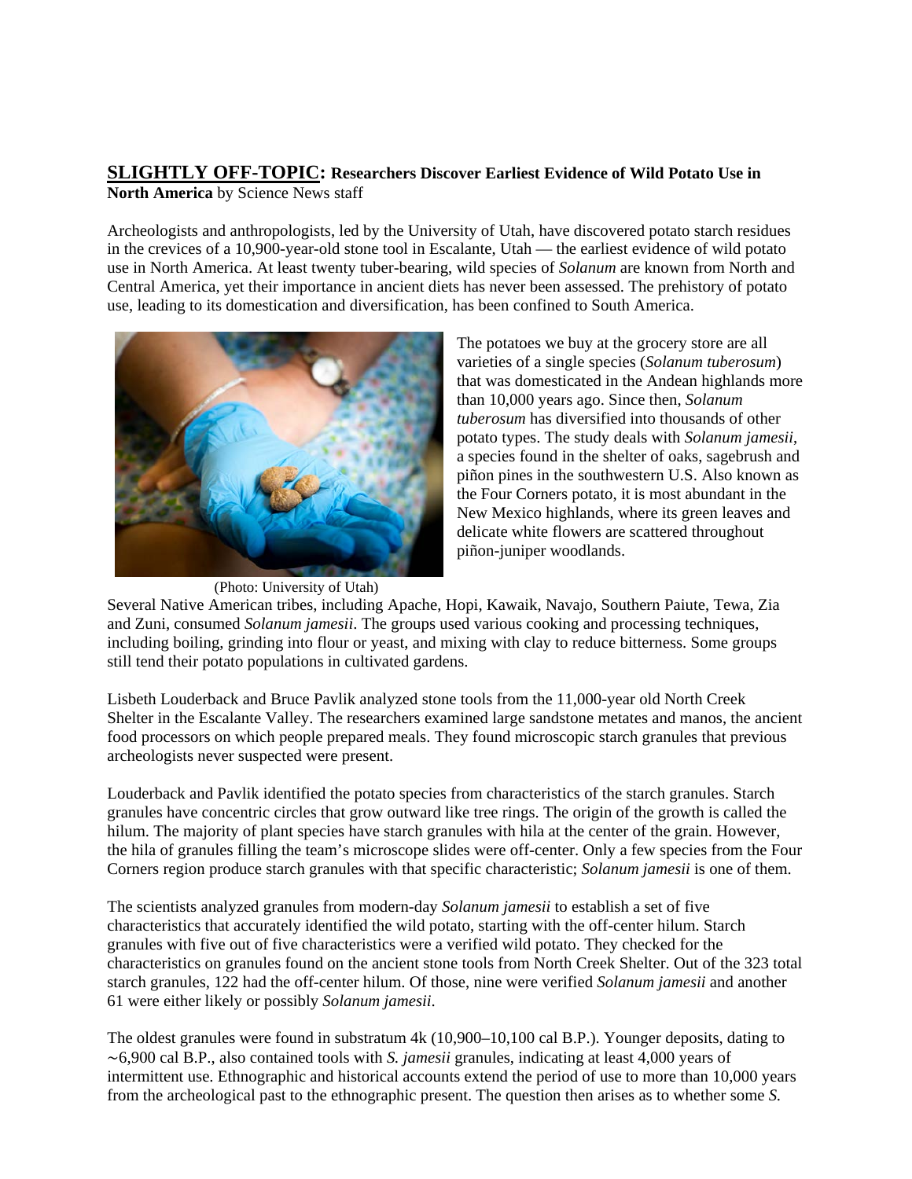**SLIGHTLY OFF-TOPIC: Researchers Discover Earliest Evidence of Wild Potato Use in North America** by Science News staff

Archeologists and anthropologists, led by the University of Utah, have discovered potato starch residues in the crevices of a 10,900-year-old stone tool in Escalante, Utah — the earliest evidence of wild potato use in North America. At least twenty tuber-bearing, wild species of *Solanum* are known from North and Central America, yet their importance in ancient diets has never been assessed. The prehistory of potato use, leading to its domestication and diversification, has been confined to South America.

(Photo: University of Utah)

The potatoes we buy at the grocery store are all varieties of a single species (*Solanum tuberosum*) that was domesticated in the Andean highlands more than 10,000 years ago. Since then, *Solanum tuberosum* has diversified into thousands of other potato types. The study deals with *Solanum jamesii*, a species found in the shelter of oaks, sagebrush and piñon pines in the southwestern U.S. Also known as the Four Corners potato, it is most abundant in the New Mexico highlands, where its green leaves and delicate white flowers are scattered throughout piñon-juniper woodlands.

Several Native American tribes, including Apache, Hopi, Kawaik, Navajo, Southern Paiute, Tewa, Zia and Zuni, consumed *Solanum jamesii*. The groups used various cooking and processing techniques, including boiling, grinding into flour or yeast, and mixing with clay to reduce bitterness. Some groups still tend their potato populations in cultivated gardens.

Lisbeth Louderback and Bruce Pavlik analyzed stone tools from the 11,000-year old North Creek Shelter in the Escalante Valley. The researchers examined large sandstone metates and manos, the ancient food processors on which people prepared meals. They found microscopic starch granules that previous archeologists never suspected were present.

Louderback and Pavlik identified the potato species from characteristics of the starch granules. Starch granules have concentric circles that grow outward like tree rings. The origin of the growth is called the hilum. The majority of plant species have starch granules with hila at the center of the grain. However, the hila of granules filling the team's microscope slides were off-center. Only a few species from the Four Corners region produce starch granules with that specific characteristic; *Solanum jamesii* is one of them.

The scientists analyzed granules from modern-day *Solanum jamesii* to establish a set of five characteristics that accurately identified the wild potato, starting with the off-center hilum. Starch granules with five out of five characteristics were a verified wild potato. They checked for the characteristics on granules found on the ancient stone tools from North Creek Shelter. Out of the 323 total starch granules, 122 had the off-center hilum. Of those, nine were verified *Solanum jamesii* and another 61 were either likely or possibly *Solanum jamesii*.

The oldest granules were found in substratum 4k (10,900–10,100 cal B.P.). Younger deposits, dating to ∼6,900 cal B.P., also contained tools with *S. jamesii* granules, indicating at least 4,000 years of intermittent use. Ethnographic and historical accounts extend the period of use to more than 10,000 years from the archeological past to the ethnographic present. The question then arises as to whether some *S.*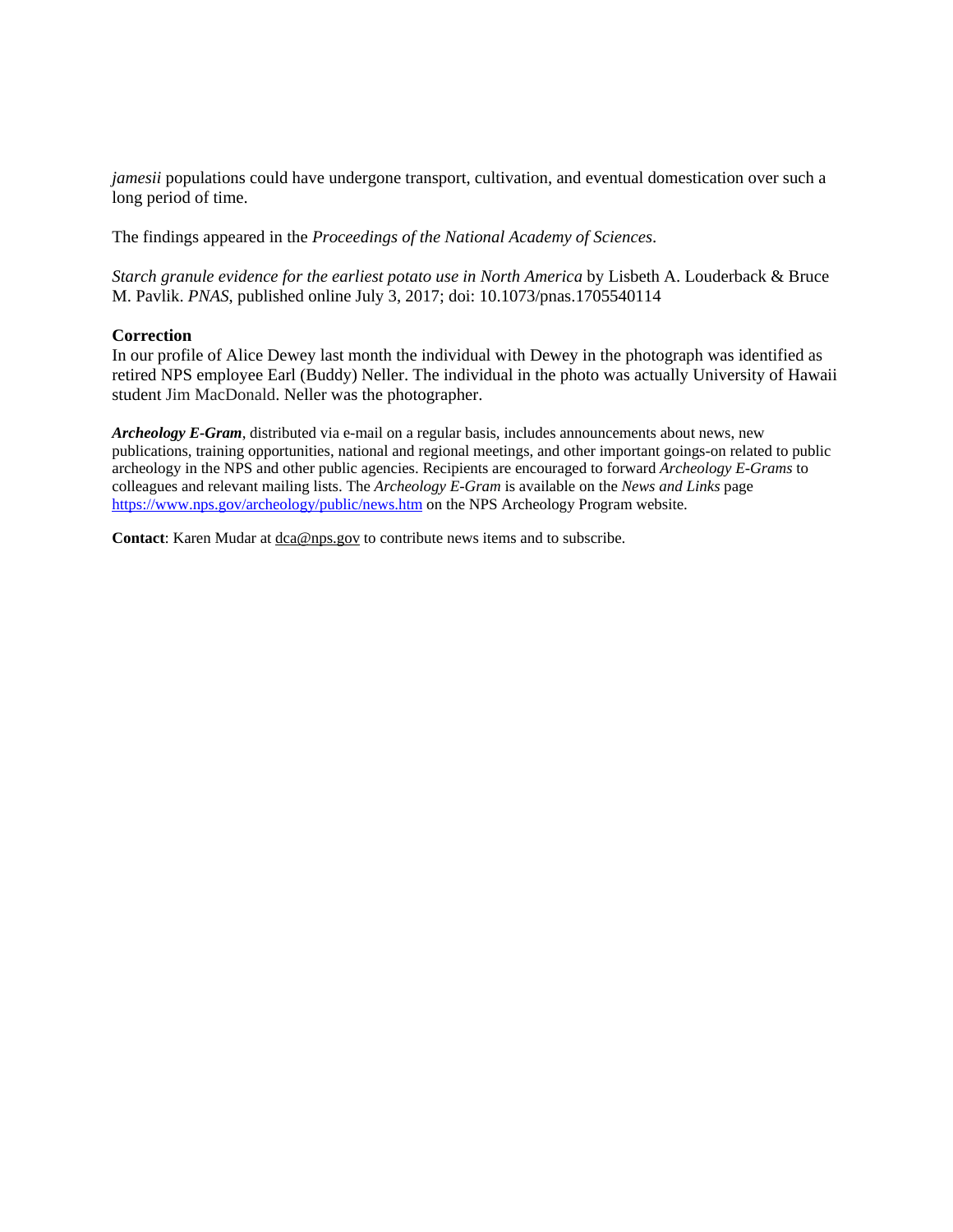*jamesii* populations could have undergone transport, cultivation, and eventual domestication over such a long period of time.

The findings appeared in the *Proceedings of the National Academy of Sciences*.

*Starch granule evidence for the earliest potato use in North America* by Lisbeth A. Louderback & Bruce M. Pavlik. *PNAS*, published online July 3, 2017; doi: 10.1073/pnas.1705540114

**Correction**

In our profile of Alice Dewey last month the individual with Dewey in the photograph was identified as retired NPS employee Earl (Buddy) Neller. The individual in the photo was actually University of Hawaii student Jim MacDonald. Neller was the photographer.

***Archeology E-Gram***, distributed via e-mail on a regular basis, includes announcements about news, new publications, training opportunities, national and regional meetings, and other important goings-on related to public archeology in the NPS and other public agencies. Recipients are encouraged to forward *Archeology E-Grams* to colleagues and relevant mailing lists. The *Archeology E-Gram* is available on the *News and Links* page https://www.nps.gov/archeology/public/news.htm on the NPS Archeology Program website.

**Contact**: Karen Mudar at dca@nps.gov to contribute news items and to subscribe.